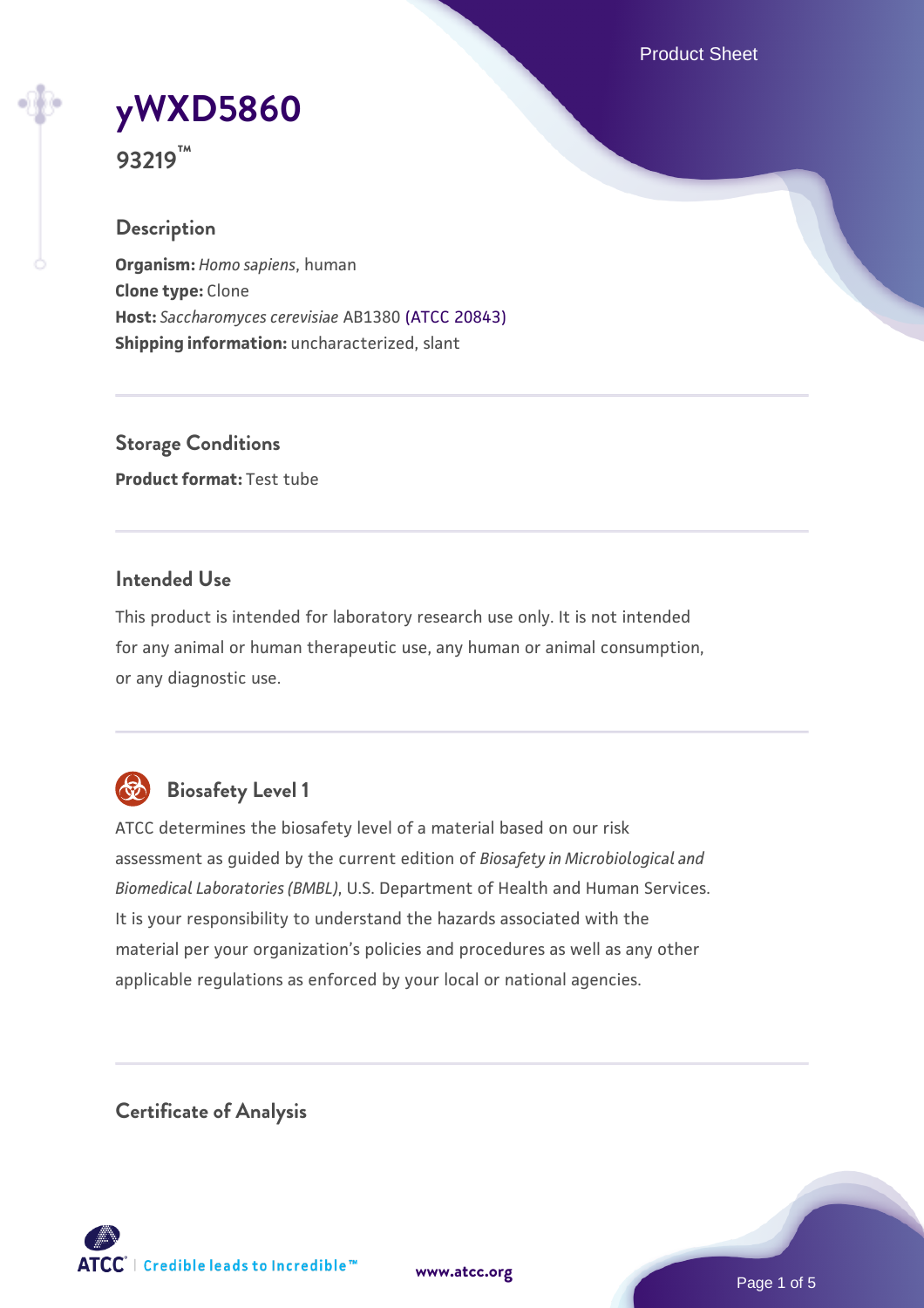# yWXD5860

**93219™**

## Description

**Organism:** *Homo sapiens*, human
**Clone type:** Clone
**Host:** *Saccharomyces cerevisiae* AB1380 (ATCC 20843)
**Shipping information:** uncharacterized, slant

## Storage Conditions

**Product format:** Test tube

## Intended Use

This product is intended for laboratory research use only. It is not intended for any animal or human therapeutic use, any human or animal consumption, or any diagnostic use.

## Biosafety Level 1

ATCC determines the biosafety level of a material based on our risk assessment as guided by the current edition of *Biosafety in Microbiological and Biomedical Laboratories (BMBL)*, U.S. Department of Health and Human Services. It is your responsibility to understand the hazards associated with the material per your organization's policies and procedures as well as any other applicable regulations as enforced by your local or national agencies.

## Certificate of Analysis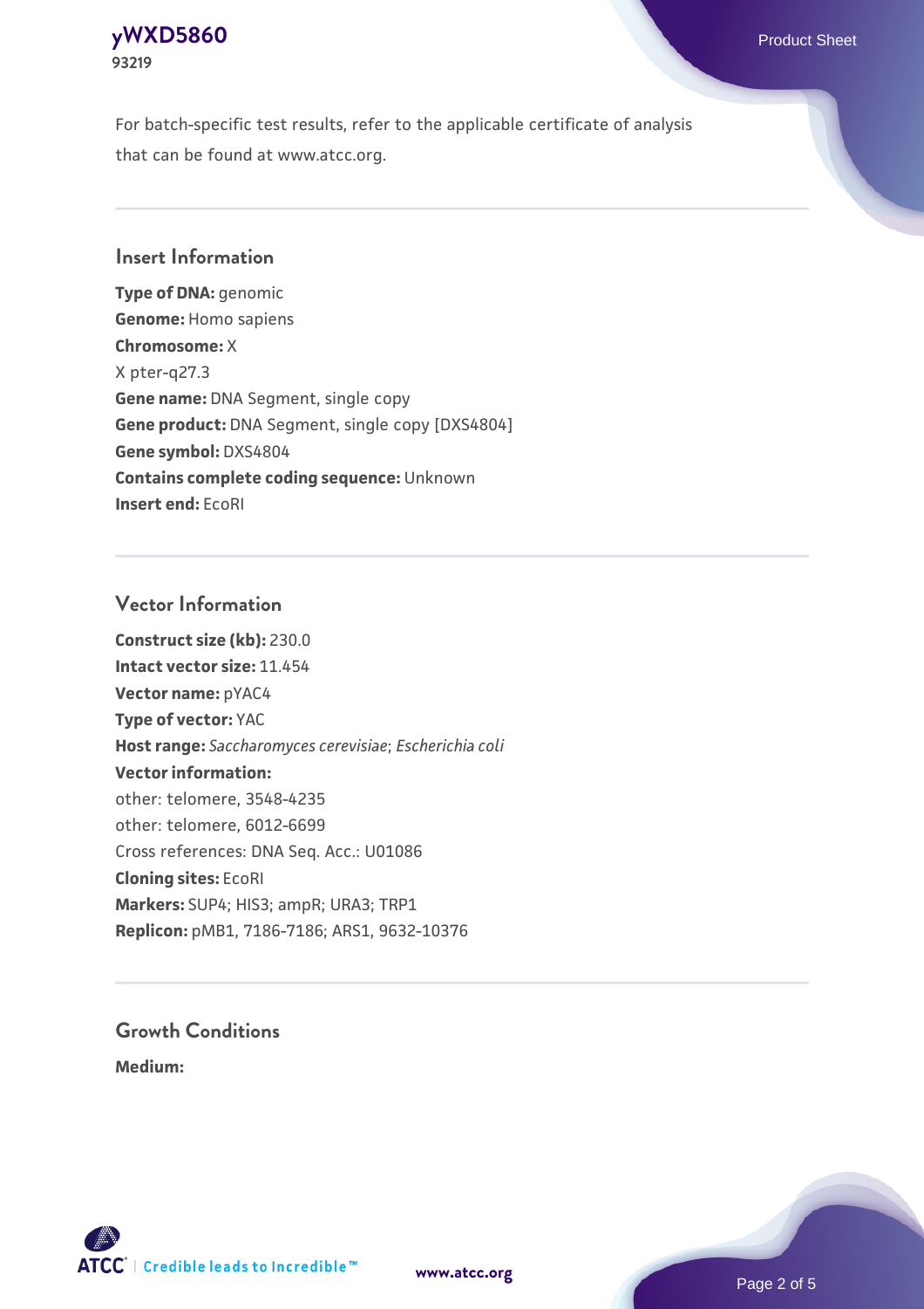For batch-specific test results, refer to the applicable certificate of analysis that can be found at www.atcc.org.

## Insert Information

**Type of DNA:** genomic
**Genome:** Homo sapiens
**Chromosome:** X
X pter-q27.3
**Gene name:** DNA Segment, single copy
**Gene product:** DNA Segment, single copy [DXS4804]
**Gene symbol:** DXS4804
**Contains complete coding sequence:** Unknown
**Insert end:** EcoRI

## Vector Information

**Construct size (kb):** 230.0
**Intact vector size:** 11.454
**Vector name:** pYAC4
**Type of vector:** YAC
**Host range:** *Saccharomyces cerevisiae*; *Escherichia coli*
**Vector information:**
other: telomere, 3548-4235
other: telomere, 6012-6699
Cross references: DNA Seq. Acc.: U01086
**Cloning sites:** EcoRI
**Markers:** SUP4; HIS3; ampR; URA3; TRP1
**Replicon:** pMB1, 7186-7186; ARS1, 9632-10376

## Growth Conditions

**Medium:**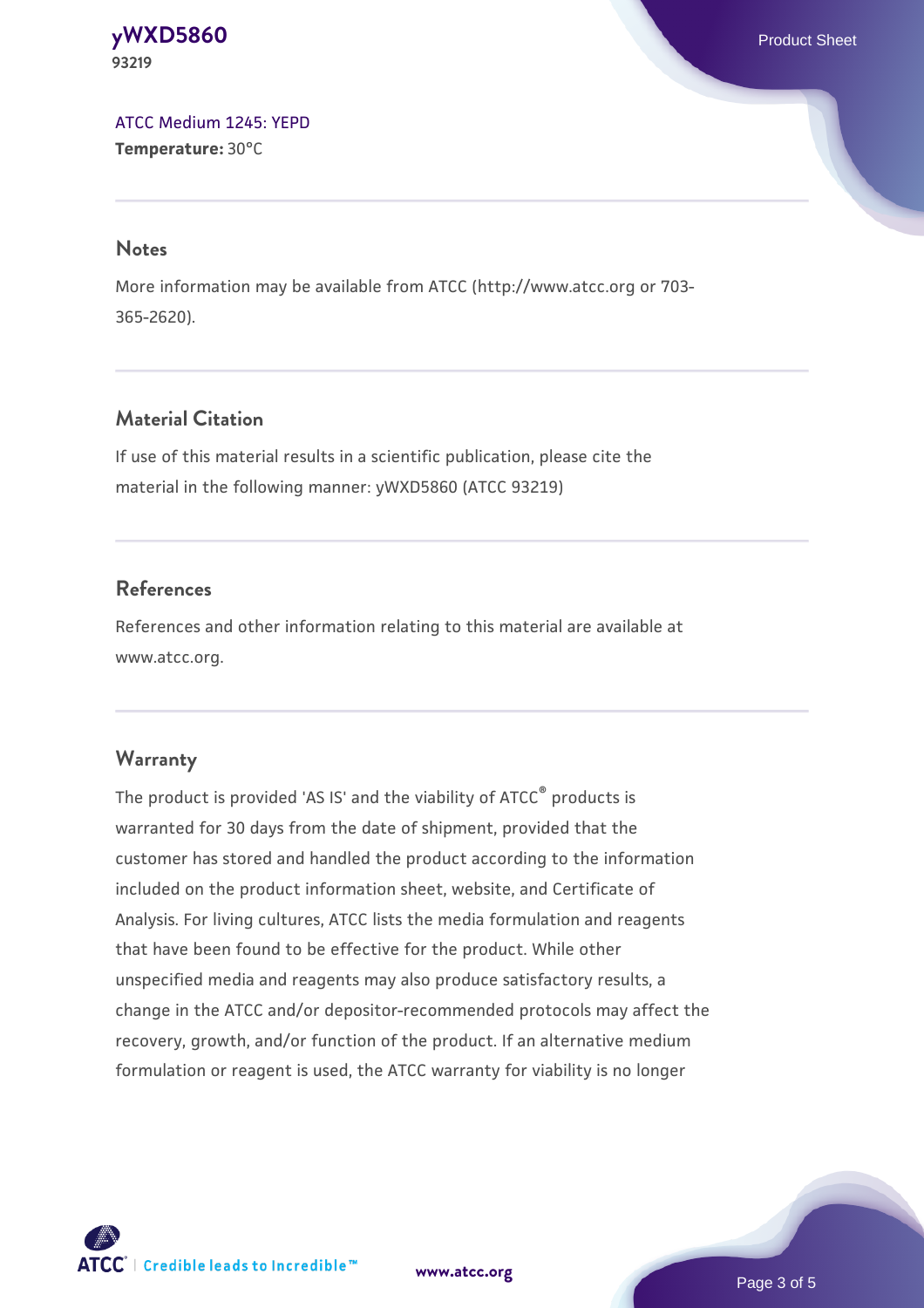ATCC Medium 1245: YEPD

**Temperature:** 30°C

## Notes

More information may be available from ATCC (http://www.atcc.org or 703-365-2620).

## Material Citation

If use of this material results in a scientific publication, please cite the material in the following manner: yWXD5860 (ATCC 93219)

## References

References and other information relating to this material are available at www.atcc.org.

## Warranty

The product is provided 'AS IS' and the viability of ATCC® products is warranted for 30 days from the date of shipment, provided that the customer has stored and handled the product according to the information included on the product information sheet, website, and Certificate of Analysis. For living cultures, ATCC lists the media formulation and reagents that have been found to be effective for the product. While other unspecified media and reagents may also produce satisfactory results, a change in the ATCC and/or depositor-recommended protocols may affect the recovery, growth, and/or function of the product. If an alternative medium formulation or reagent is used, the ATCC warranty for viability is no longer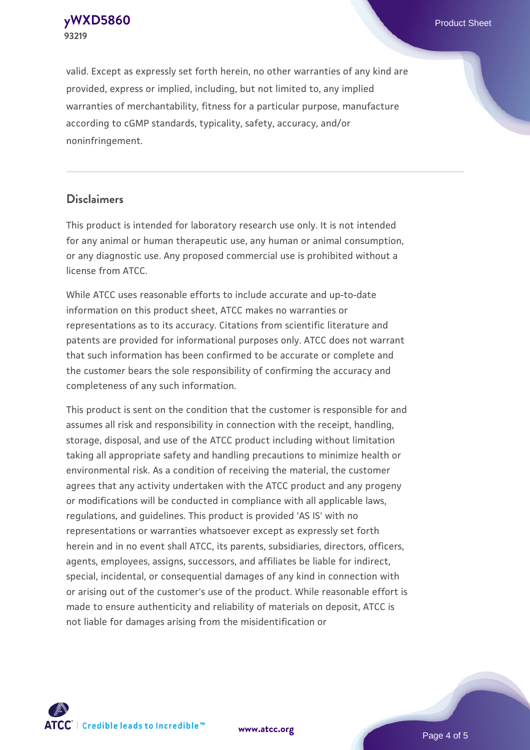valid. Except as expressly set forth herein, no other warranties of any kind are provided, express or implied, including, but not limited to, any implied warranties of merchantability, fitness for a particular purpose, manufacture according to cGMP standards, typicality, safety, accuracy, and/or noninfringement.

## Disclaimers

This product is intended for laboratory research use only. It is not intended for any animal or human therapeutic use, any human or animal consumption, or any diagnostic use. Any proposed commercial use is prohibited without a license from ATCC.

While ATCC uses reasonable efforts to include accurate and up-to-date information on this product sheet, ATCC makes no warranties or representations as to its accuracy. Citations from scientific literature and patents are provided for informational purposes only. ATCC does not warrant that such information has been confirmed to be accurate or complete and the customer bears the sole responsibility of confirming the accuracy and completeness of any such information.

This product is sent on the condition that the customer is responsible for and assumes all risk and responsibility in connection with the receipt, handling, storage, disposal, and use of the ATCC product including without limitation taking all appropriate safety and handling precautions to minimize health or environmental risk. As a condition of receiving the material, the customer agrees that any activity undertaken with the ATCC product and any progeny or modifications will be conducted in compliance with all applicable laws, regulations, and guidelines. This product is provided 'AS IS' with no representations or warranties whatsoever except as expressly set forth herein and in no event shall ATCC, its parents, subsidiaries, directors, officers, agents, employees, assigns, successors, and affiliates be liable for indirect, special, incidental, or consequential damages of any kind in connection with or arising out of the customer's use of the product. While reasonable effort is made to ensure authenticity and reliability of materials on deposit, ATCC is not liable for damages arising from the misidentification or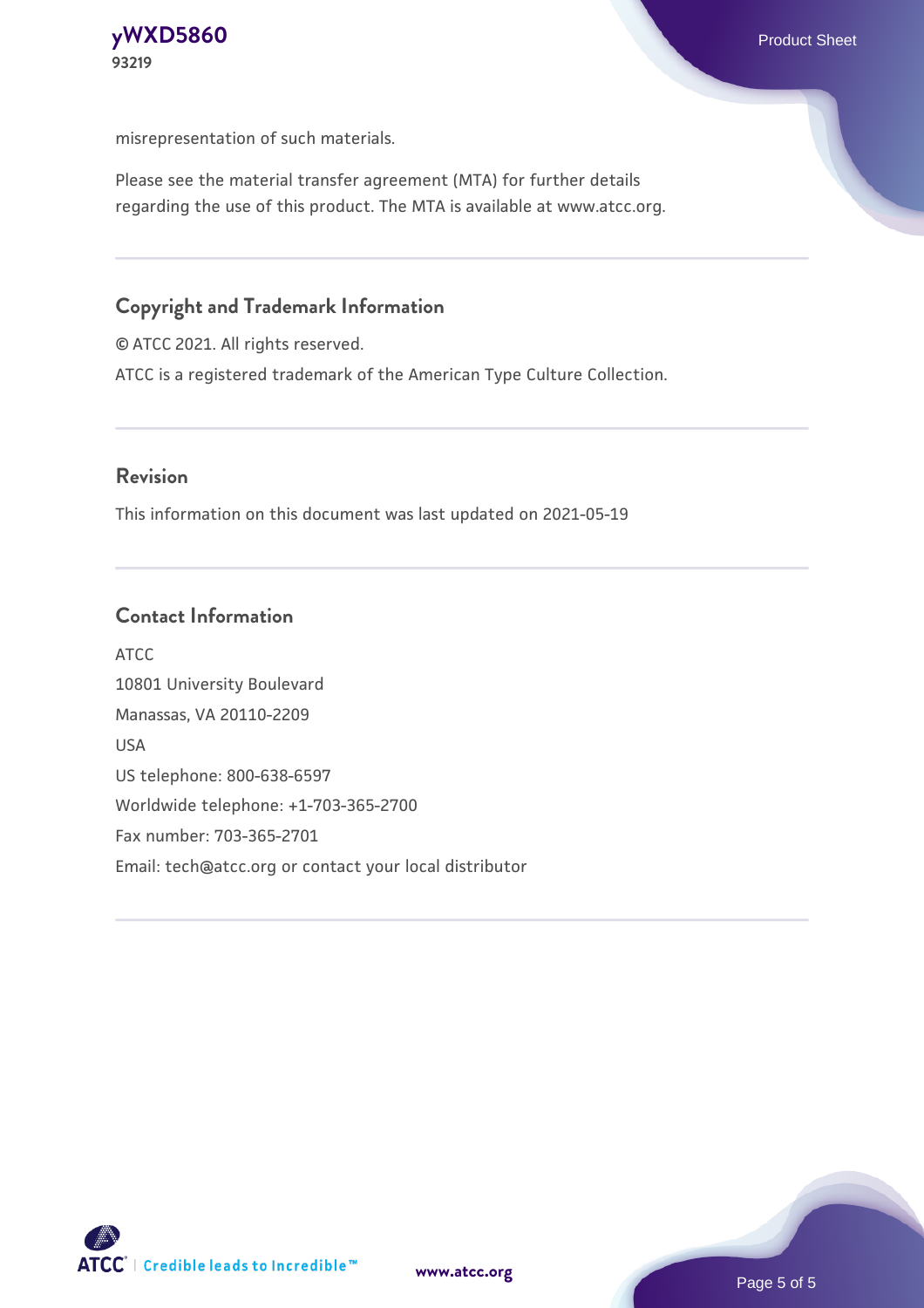misrepresentation of such materials.

Please see the material transfer agreement (MTA) for further details regarding the use of this product. The MTA is available at www.atcc.org.

## Copyright and Trademark Information

© ATCC 2021. All rights reserved.

ATCC is a registered trademark of the American Type Culture Collection.

## Revision

This information on this document was last updated on 2021-05-19

## Contact Information

ATCC
10801 University Boulevard
Manassas, VA 20110-2209
USA
US telephone: 800-638-6597
Worldwide telephone: +1-703-365-2700
Fax number: 703-365-2701
Email: tech@atcc.org or contact your local distributor